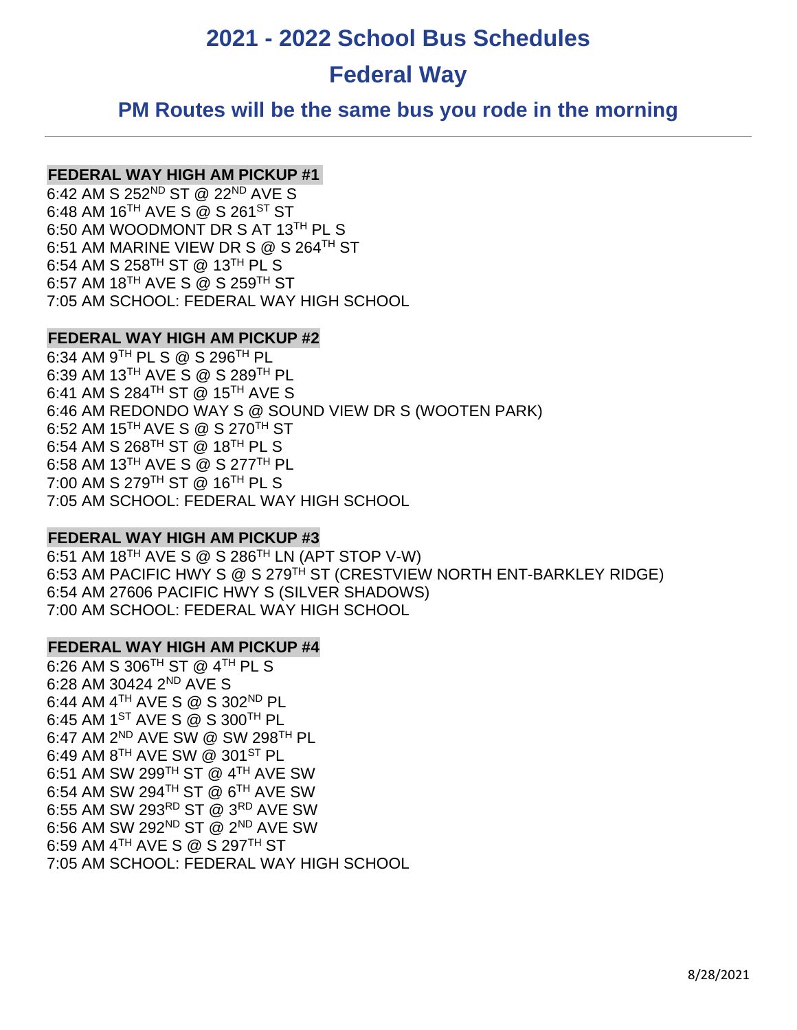# 2021 - 2022 School Bus Schedules

# Federal Way

## PM Routes will be the same bus you rode in the morning

---

**FEDERAL WAY HIGH AM PICKUP #1**

6:42 AM S 252ND ST @ 22ND AVE S
6:48 AM 16TH AVE S @ S 261ST ST
6:50 AM WOODMONT DR S AT 13TH PL S
6:51 AM MARINE VIEW DR S @ S 264TH ST
6:54 AM S 258TH ST @ 13TH PL S
6:57 AM 18TH AVE S @ S 259TH ST
7:05 AM SCHOOL: FEDERAL WAY HIGH SCHOOL

**FEDERAL WAY HIGH AM PICKUP #2**

6:34 AM 9TH PL S @ S 296TH PL
6:39 AM 13TH AVE S @ S 289TH PL
6:41 AM S 284TH ST @ 15TH AVE S
6:46 AM REDONDO WAY S @ SOUND VIEW DR S (WOOTEN PARK)
6:52 AM 15TH AVE S @ S 270TH ST
6:54 AM S 268TH ST @ 18TH PL S
6:58 AM 13TH AVE S @ S 277TH PL
7:00 AM S 279TH ST @ 16TH PL S
7:05 AM SCHOOL: FEDERAL WAY HIGH SCHOOL

**FEDERAL WAY HIGH AM PICKUP #3**

6:51 AM 18TH AVE S @ S 286TH LN (APT STOP V-W)
6:53 AM PACIFIC HWY S @ S 279TH ST (CRESTVIEW NORTH ENT-BARKLEY RIDGE)
6:54 AM 27606 PACIFIC HWY S (SILVER SHADOWS)
7:00 AM SCHOOL: FEDERAL WAY HIGH SCHOOL

**FEDERAL WAY HIGH AM PICKUP #4**

6:26 AM S 306TH ST @ 4TH PL S
6:28 AM 30424 2ND AVE S
6:44 AM 4TH AVE S @ S 302ND PL
6:45 AM 1ST AVE S @ S 300TH PL
6:47 AM 2ND AVE SW @ SW 298TH PL
6:49 AM 8TH AVE SW @ 301ST PL
6:51 AM SW 299TH ST @ 4TH AVE SW
6:54 AM SW 294TH ST @ 6TH AVE SW
6:55 AM SW 293RD ST @ 3RD AVE SW
6:56 AM SW 292ND ST @ 2ND AVE SW
6:59 AM 4TH AVE S @ S 297TH ST
7:05 AM SCHOOL: FEDERAL WAY HIGH SCHOOL

8/28/2021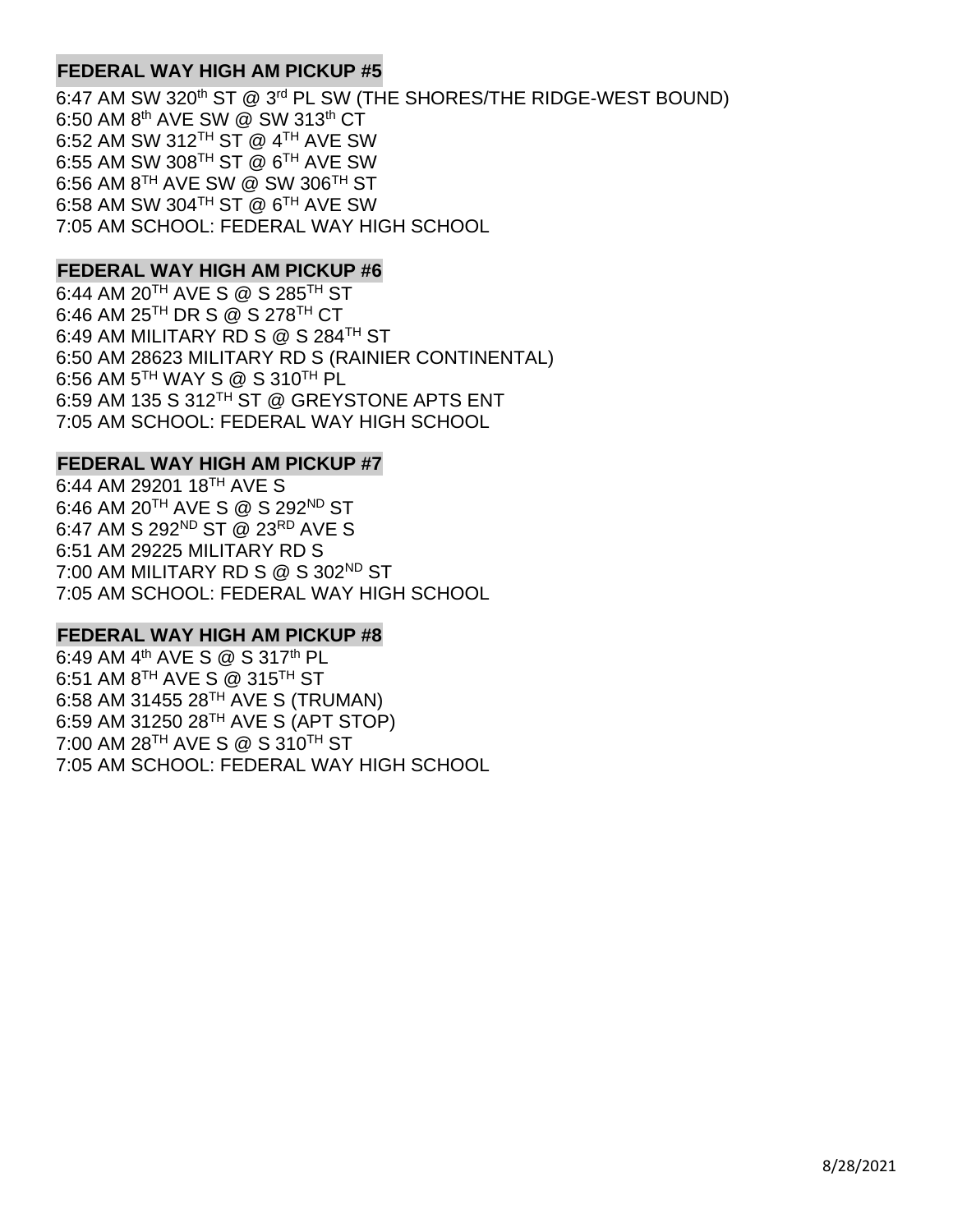## FEDERAL WAY HIGH AM PICKUP #5

6:47 AM SW 320th ST @ 3rd PL SW (THE SHORES/THE RIDGE-WEST BOUND)
6:50 AM 8th AVE SW @ SW 313th CT
6:52 AM SW 312TH ST @ 4TH AVE SW
6:55 AM SW 308TH ST @ 6TH AVE SW
6:56 AM 8TH AVE SW @ SW 306TH ST
6:58 AM SW 304TH ST @ 6TH AVE SW
7:05 AM SCHOOL: FEDERAL WAY HIGH SCHOOL

## FEDERAL WAY HIGH AM PICKUP #6

6:44 AM 20TH AVE S @ S 285TH ST
6:46 AM 25TH DR S @ S 278TH CT
6:49 AM MILITARY RD S @ S 284TH ST
6:50 AM 28623 MILITARY RD S (RAINIER CONTINENTAL)
6:56 AM 5TH WAY S @ S 310TH PL
6:59 AM 135 S 312TH ST @ GREYSTONE APTS ENT
7:05 AM SCHOOL: FEDERAL WAY HIGH SCHOOL

## FEDERAL WAY HIGH AM PICKUP #7

6:44 AM 29201 18TH AVE S
6:46 AM 20TH AVE S @ S 292ND ST
6:47 AM S 292ND ST @ 23RD AVE S
6:51 AM 29225 MILITARY RD S
7:00 AM MILITARY RD S @ S 302ND ST
7:05 AM SCHOOL: FEDERAL WAY HIGH SCHOOL

## FEDERAL WAY HIGH AM PICKUP #8

6:49 AM 4th AVE S @ S 317th PL
6:51 AM 8TH AVE S @ 315TH ST
6:58 AM 31455 28TH AVE S (TRUMAN)
6:59 AM 31250 28TH AVE S (APT STOP)
7:00 AM 28TH AVE S @ S 310TH ST
7:05 AM SCHOOL: FEDERAL WAY HIGH SCHOOL

8/28/2021